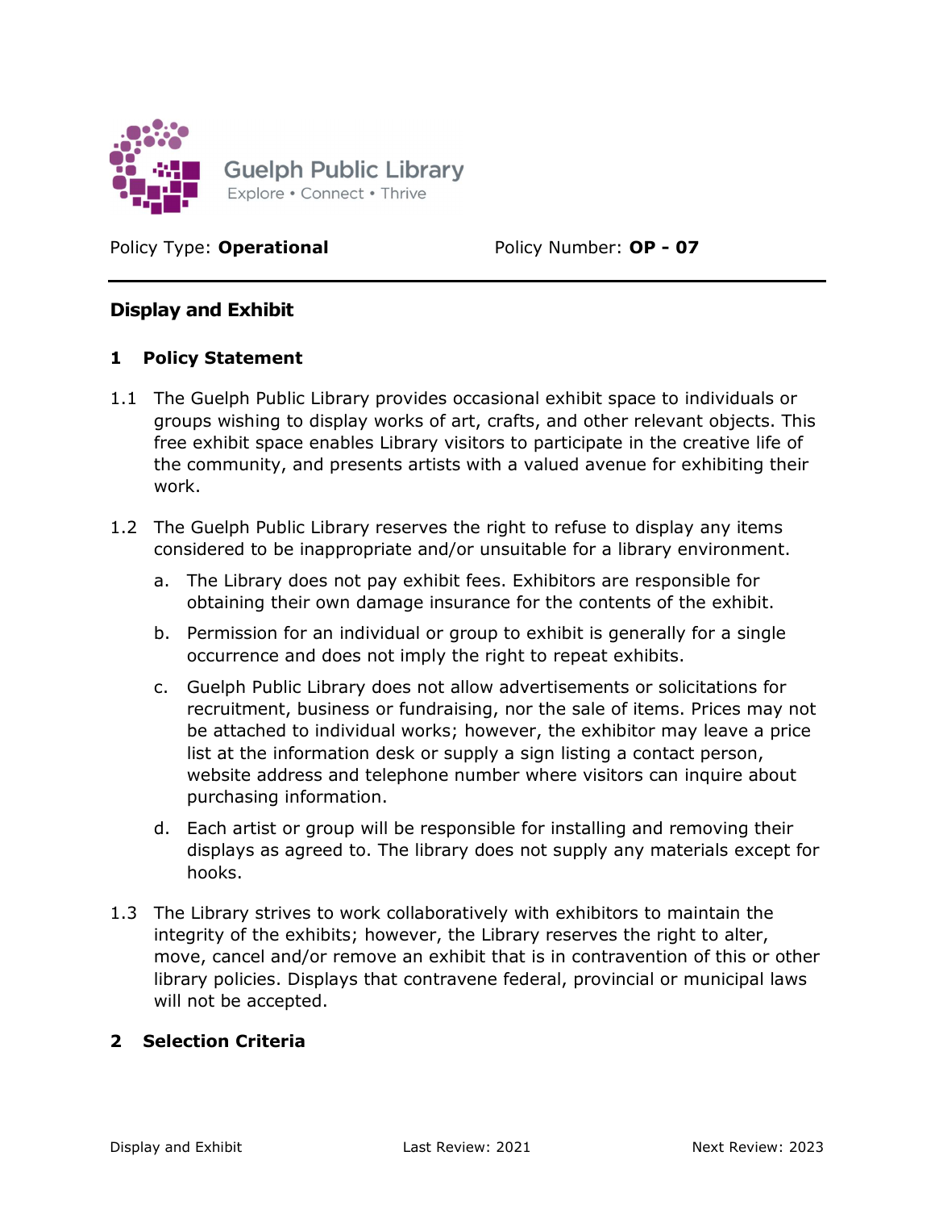Guelph Public Library
Explore • Connect • Thrive

Policy Type: **Operational** Policy Number: **OP - 07**

---

## Display and Exhibit

### 1 Policy Statement

1.1 The Guelph Public Library provides occasional exhibit space to individuals or groups wishing to display works of art, crafts, and other relevant objects. This free exhibit space enables Library visitors to participate in the creative life of the community, and presents artists with a valued avenue for exhibiting their work.

1.2 The Guelph Public Library reserves the right to refuse to display any items considered to be inappropriate and/or unsuitable for a library environment.

   a. The Library does not pay exhibit fees. Exhibitors are responsible for obtaining their own damage insurance for the contents of the exhibit.

   b. Permission for an individual or group to exhibit is generally for a single occurrence and does not imply the right to repeat exhibits.

   c. Guelph Public Library does not allow advertisements or solicitations for recruitment, business or fundraising, nor the sale of items. Prices may not be attached to individual works; however, the exhibitor may leave a price list at the information desk or supply a sign listing a contact person, website address and telephone number where visitors can inquire about purchasing information.

   d. Each artist or group will be responsible for installing and removing their displays as agreed to. The library does not supply any materials except for hooks.

1.3 The Library strives to work collaboratively with exhibitors to maintain the integrity of the exhibits; however, the Library reserves the right to alter, move, cancel and/or remove an exhibit that is in contravention of this or other library policies. Displays that contravene federal, provincial or municipal laws will not be accepted.

### 2 Selection Criteria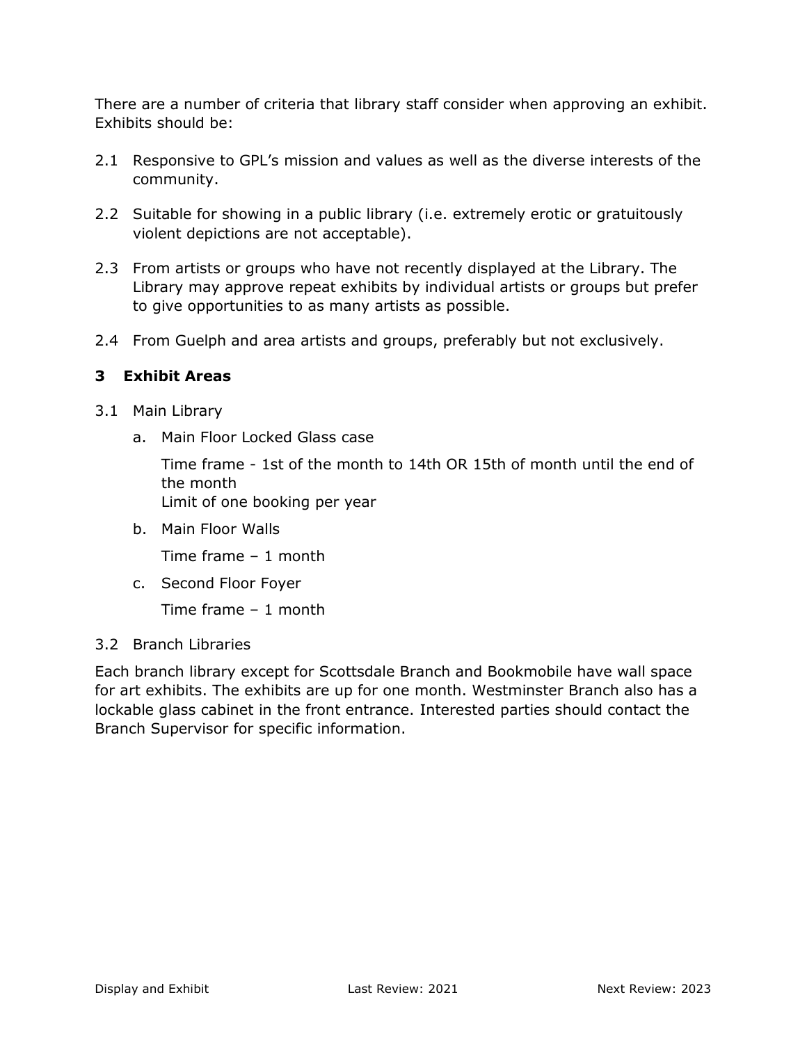There are a number of criteria that library staff consider when approving an exhibit. Exhibits should be:

2.1 Responsive to GPL's mission and values as well as the diverse interests of the community.

2.2 Suitable for showing in a public library (i.e. extremely erotic or gratuitously violent depictions are not acceptable).

2.3 From artists or groups who have not recently displayed at the Library. The Library may approve repeat exhibits by individual artists or groups but prefer to give opportunities to as many artists as possible.

2.4 From Guelph and area artists and groups, preferably but not exclusively.

## 3 Exhibit Areas

3.1 Main Library

a. Main Floor Locked Glass case

   Time frame - 1st of the month to 14th OR 15th of month until the end of the month
   Limit of one booking per year

b. Main Floor Walls

   Time frame – 1 month

c. Second Floor Foyer

   Time frame – 1 month

3.2 Branch Libraries

Each branch library except for Scottsdale Branch and Bookmobile have wall space for art exhibits. The exhibits are up for one month. Westminster Branch also has a lockable glass cabinet in the front entrance. Interested parties should contact the Branch Supervisor for specific information.